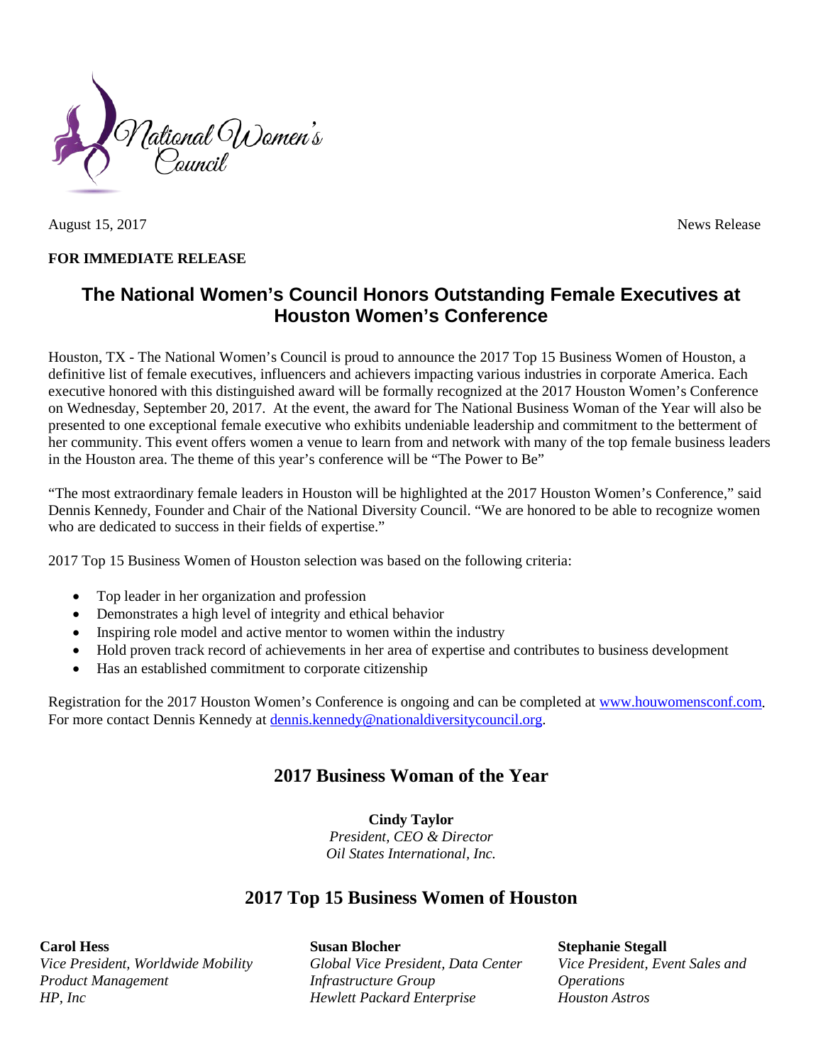National Women's Council

August 15, 2017 News Release

**FOR IMMEDIATE RELEASE**

# The National Women's Council Honors Outstanding Female Executives at Houston Women's Conference

Houston, TX - The National Women's Council is proud to announce the 2017 Top 15 Business Women of Houston, a definitive list of female executives, influencers and achievers impacting various industries in corporate America. Each executive honored with this distinguished award will be formally recognized at the 2017 Houston Women's Conference on Wednesday, September 20, 2017. At the event, the award for The National Business Woman of the Year will also be presented to one exceptional female executive who exhibits undeniable leadership and commitment to the betterment of her community. This event offers women a venue to learn from and network with many of the top female business leaders in the Houston area. The theme of this year's conference will be "The Power to Be"

"The most extraordinary female leaders in Houston will be highlighted at the 2017 Houston Women's Conference," said Dennis Kennedy, Founder and Chair of the National Diversity Council. "We are honored to be able to recognize women who are dedicated to success in their fields of expertise."

2017 Top 15 Business Women of Houston selection was based on the following criteria:

- Top leader in her organization and profession
- Demonstrates a high level of integrity and ethical behavior
- Inspiring role model and active mentor to women within the industry
- Hold proven track record of achievements in her area of expertise and contributes to business development
- Has an established commitment to corporate citizenship

Registration for the 2017 Houston Women's Conference is ongoing and can be completed at [www.houwomensconf.com](http://www.houwomensconf.com). For more contact Dennis Kennedy at [dennis.kennedy@nationaldiversitycouncil.org](mailto:dennis.kennedy@nationaldiversitycouncil.org).

## 2017 Business Woman of the Year

**Cindy Taylor**
*President, CEO & Director*
*Oil States International, Inc.*

## 2017 Top 15 Business Women of Houston

**Carol Hess**
*Vice President, Worldwide Mobility Product Management*
*HP, Inc*

**Susan Blocher**
*Global Vice President, Data Center Infrastructure Group*
*Hewlett Packard Enterprise*

**Stephanie Stegall**
*Vice President, Event Sales and Operations*
*Houston Astros*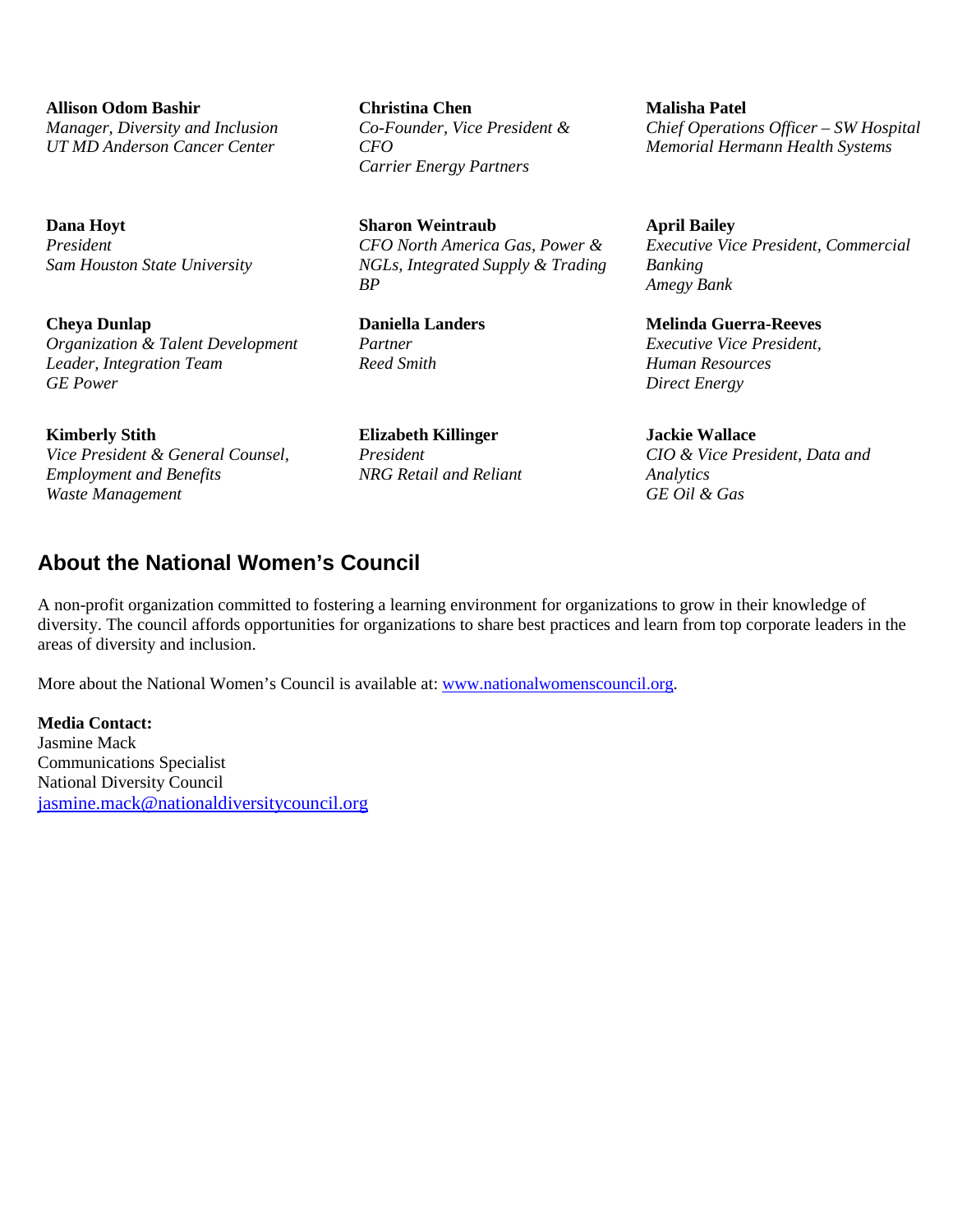**Allison Odom Bashir**
*Manager, Diversity and Inclusion*
*UT MD Anderson Cancer Center*

**Christina Chen**
*Co-Founder, Vice President & CFO*
*Carrier Energy Partners*

**Malisha Patel**
*Chief Operations Officer – SW Hospital*
*Memorial Hermann Health Systems*

**Dana Hoyt**
*President*
*Sam Houston State University*

**Sharon Weintraub**
*CFO North America Gas, Power & NGLs, Integrated Supply & Trading*
*BP*

**April Bailey**
*Executive Vice President, Commercial Banking*
*Amegy Bank*

**Cheya Dunlap**
*Organization & Talent Development Leader, Integration Team*
*GE Power*

**Daniella Landers**
*Partner*
*Reed Smith*

**Melinda Guerra-Reeves**
*Executive Vice President, Human Resources*
*Direct Energy*

**Kimberly Stith**
*Vice President & General Counsel, Employment and Benefits*
*Waste Management*

**Elizabeth Killinger**
*President*
*NRG Retail and Reliant*

**Jackie Wallace**
*CIO & Vice President, Data and Analytics*
*GE Oil & Gas*

## About the National Women's Council

A non-profit organization committed to fostering a learning environment for organizations to grow in their knowledge of diversity. The council affords opportunities for organizations to share best practices and learn from top corporate leaders in the areas of diversity and inclusion.

More about the National Women's Council is available at: www.nationalwomenscouncil.org.

**Media Contact:**
Jasmine Mack
Communications Specialist
National Diversity Council
jasmine.mack@nationaldiversitycouncil.org